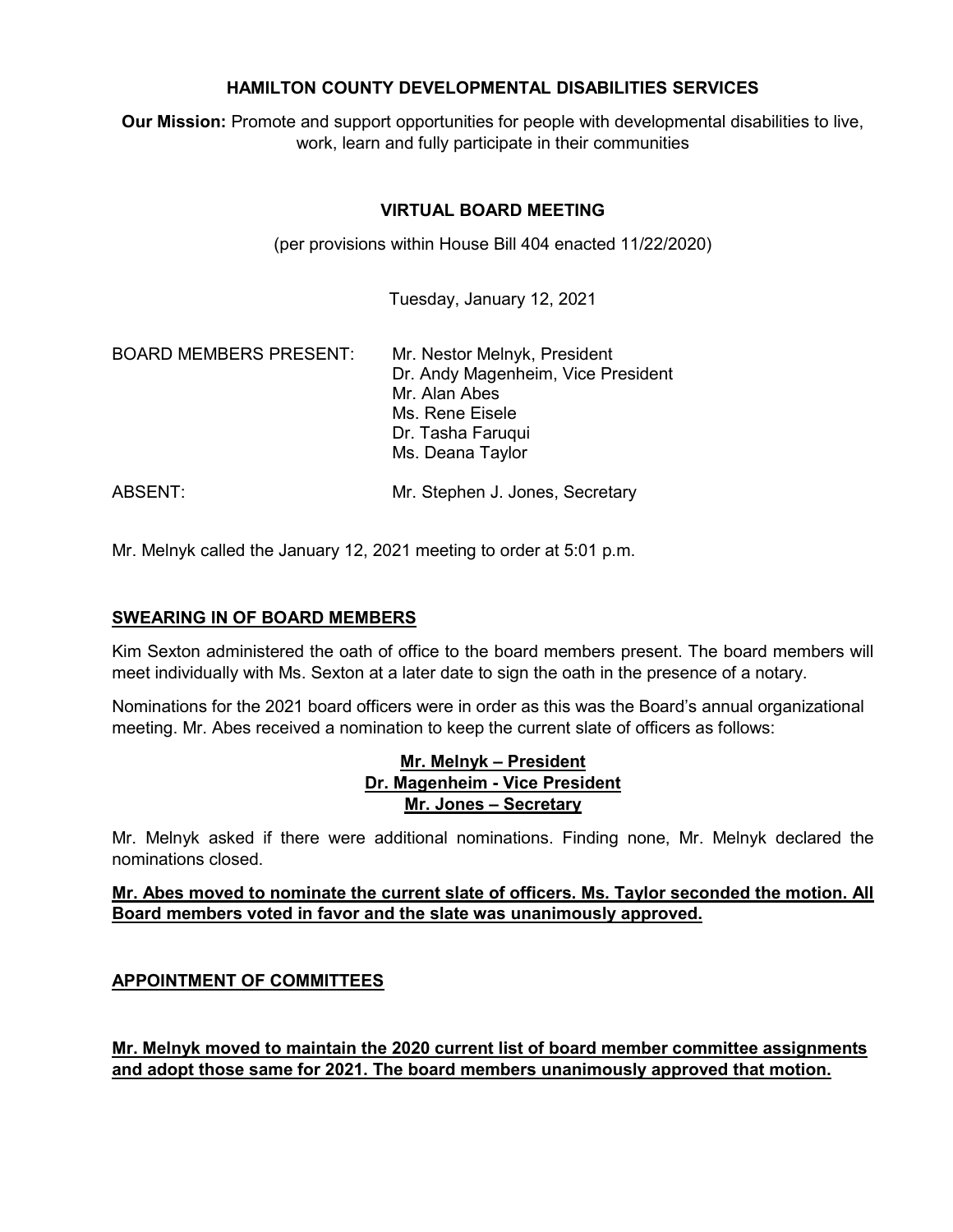# HAMILTON COUNTY DEVELOPMENTAL DISABILITIES SERVICES

**Our Mission:** Promote and support opportunities for people with developmental disabilities to live, work, learn and fully participate in their communities

## VIRTUAL BOARD MEETING

(per provisions within House Bill 404 enacted 11/22/2020)

Tuesday, January 12, 2021

| | |
|---|---|
| BOARD MEMBERS PRESENT: | Mr. Nestor Melnyk, President<br>Dr. Andy Magenheim, Vice President<br>Mr. Alan Abes<br>Ms. Rene Eisele<br>Dr. Tasha Faruqui<br>Ms. Deana Taylor |
| ABSENT: | Mr. Stephen J. Jones, Secretary |

Mr. Melnyk called the January 12, 2021 meeting to order at 5:01 p.m.

### SWEARING IN OF BOARD MEMBERS

Kim Sexton administered the oath of office to the board members present. The board members will meet individually with Ms. Sexton at a later date to sign the oath in the presence of a notary.

Nominations for the 2021 board officers were in order as this was the Board's annual organizational meeting. Mr. Abes received a nomination to keep the current slate of officers as follows:

**Mr. Melnyk – President**
**Dr. Magenheim - Vice President**
**Mr. Jones – Secretary**

Mr. Melnyk asked if there were additional nominations. Finding none, Mr. Melnyk declared the nominations closed.

**Mr. Abes moved to nominate the current slate of officers. Ms. Taylor seconded the motion. All Board members voted in favor and the slate was unanimously approved.**

### APPOINTMENT OF COMMITTEES

**Mr. Melnyk moved to maintain the 2020 current list of board member committee assignments and adopt those same for 2021. The board members unanimously approved that motion.**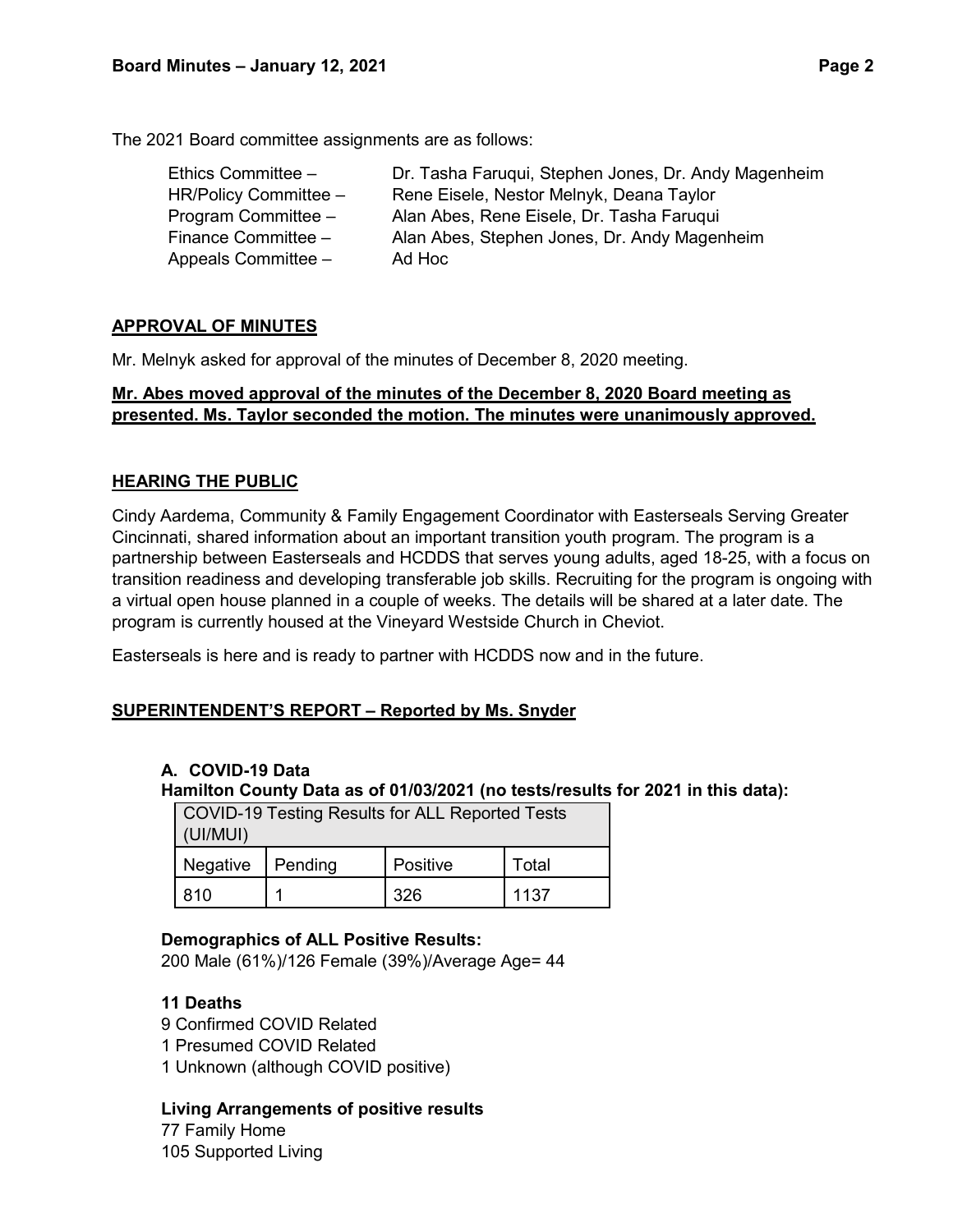The 2021 Board committee assignments are as follows:

| | |
|---|---|
| Ethics Committee – | Dr. Tasha Faruqui, Stephen Jones, Dr. Andy Magenheim |
| HR/Policy Committee – | Rene Eisele, Nestor Melnyk, Deana Taylor |
| Program Committee – | Alan Abes, Rene Eisele, Dr. Tasha Faruqui |
| Finance Committee – | Alan Abes, Stephen Jones, Dr. Andy Magenheim |
| Appeals Committee – | Ad Hoc |

## APPROVAL OF MINUTES

Mr. Melnyk asked for approval of the minutes of December 8, 2020 meeting.

**Mr. Abes moved approval of the minutes of the December 8, 2020 Board meeting as presented. Ms. Taylor seconded the motion. The minutes were unanimously approved.**

## HEARING THE PUBLIC

Cindy Aardema, Community & Family Engagement Coordinator with Easterseals Serving Greater Cincinnati, shared information about an important transition youth program. The program is a partnership between Easterseals and HCDDS that serves young adults, aged 18-25, with a focus on transition readiness and developing transferable job skills. Recruiting for the program is ongoing with a virtual open house planned in a couple of weeks. The details will be shared at a later date. The program is currently housed at the Vineyard Westside Church in Cheviot.

Easterseals is here and is ready to partner with HCDDS now and in the future.

## SUPERINTENDENT'S REPORT – Reported by Ms. Snyder

### A. COVID-19 Data

**Hamilton County Data as of 01/03/2021 (no tests/results for 2021 in this data):**

| COVID-19 Testing Results for ALL Reported Tests (UI/MUI) | | | |
|---|---|---|---|
| Negative | Pending | Positive | Total |
| 810 | 1 | 326 | 1137 |

**Demographics of ALL Positive Results:**
200 Male (61%)/126 Female (39%)/Average Age= 44

**11 Deaths**
9 Confirmed COVID Related
1 Presumed COVID Related
1 Unknown (although COVID positive)

**Living Arrangements of positive results**
77 Family Home
105 Supported Living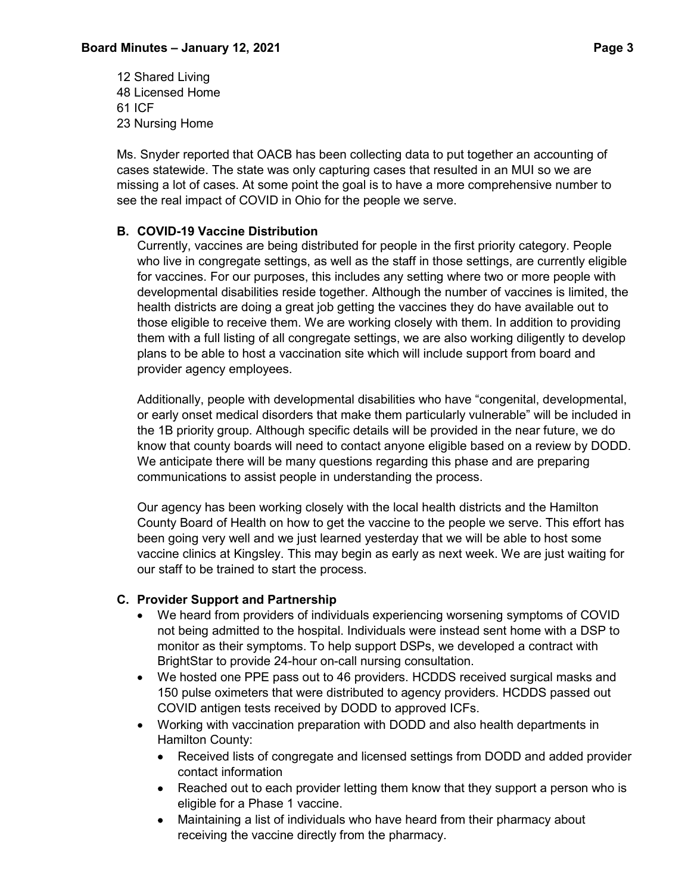12 Shared Living
48 Licensed Home
61 ICF
23 Nursing Home

Ms. Snyder reported that OACB has been collecting data to put together an accounting of cases statewide. The state was only capturing cases that resulted in an MUI so we are missing a lot of cases. At some point the goal is to have a more comprehensive number to see the real impact of COVID in Ohio for the people we serve.

**B. COVID-19 Vaccine Distribution**

Currently, vaccines are being distributed for people in the first priority category. People who live in congregate settings, as well as the staff in those settings, are currently eligible for vaccines. For our purposes, this includes any setting where two or more people with developmental disabilities reside together. Although the number of vaccines is limited, the health districts are doing a great job getting the vaccines they do have available out to those eligible to receive them. We are working closely with them. In addition to providing them with a full listing of all congregate settings, we are also working diligently to develop plans to be able to host a vaccination site which will include support from board and provider agency employees.

Additionally, people with developmental disabilities who have "congenital, developmental, or early onset medical disorders that make them particularly vulnerable" will be included in the 1B priority group. Although specific details will be provided in the near future, we do know that county boards will need to contact anyone eligible based on a review by DODD. We anticipate there will be many questions regarding this phase and are preparing communications to assist people in understanding the process.

Our agency has been working closely with the local health districts and the Hamilton County Board of Health on how to get the vaccine to the people we serve. This effort has been going very well and we just learned yesterday that we will be able to host some vaccine clinics at Kingsley. This may begin as early as next week. We are just waiting for our staff to be trained to start the process.

**C. Provider Support and Partnership**

- We heard from providers of individuals experiencing worsening symptoms of COVID not being admitted to the hospital. Individuals were instead sent home with a DSP to monitor as their symptoms. To help support DSPs, we developed a contract with BrightStar to provide 24-hour on-call nursing consultation.
- We hosted one PPE pass out to 46 providers. HCDDS received surgical masks and 150 pulse oximeters that were distributed to agency providers. HCDDS passed out COVID antigen tests received by DODD to approved ICFs.
- Working with vaccination preparation with DODD and also health departments in Hamilton County:
  - Received lists of congregate and licensed settings from DODD and added provider contact information
  - Reached out to each provider letting them know that they support a person who is eligible for a Phase 1 vaccine.
  - Maintaining a list of individuals who have heard from their pharmacy about receiving the vaccine directly from the pharmacy.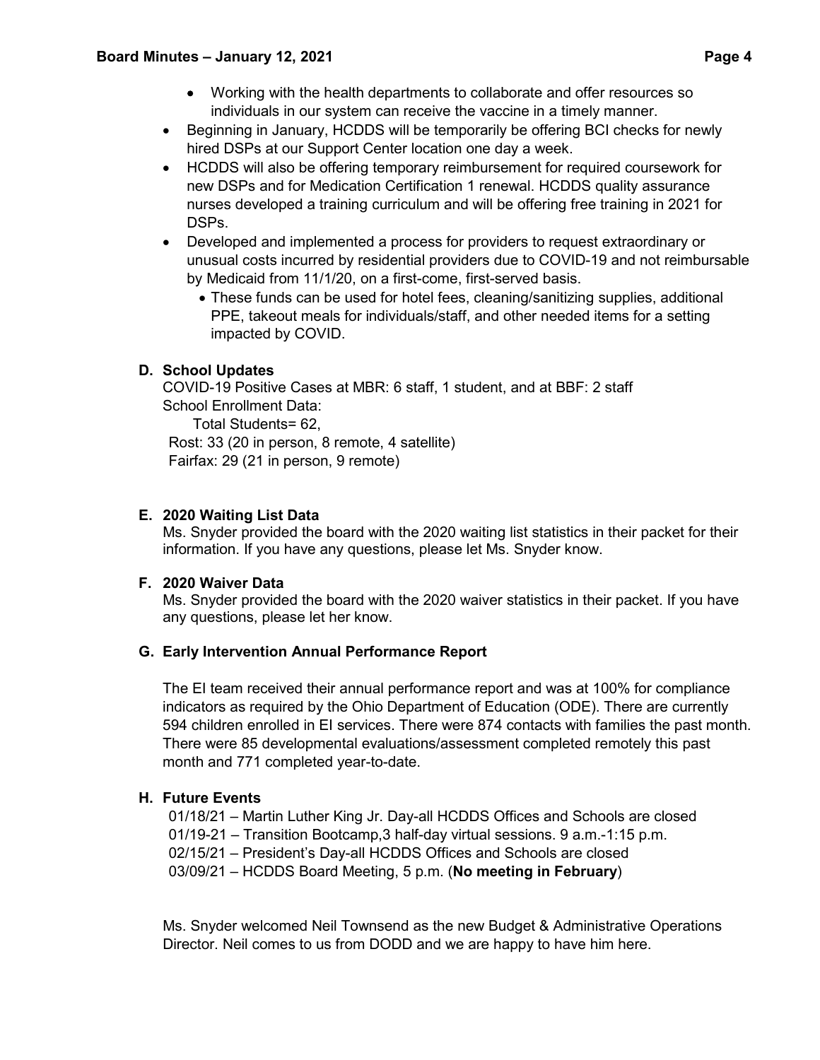- Working with the health departments to collaborate and offer resources so individuals in our system can receive the vaccine in a timely manner.
- Beginning in January, HCDDS will be temporarily be offering BCI checks for newly hired DSPs at our Support Center location one day a week.
- HCDDS will also be offering temporary reimbursement for required coursework for new DSPs and for Medication Certification 1 renewal. HCDDS quality assurance nurses developed a training curriculum and will be offering free training in 2021 for DSPs.
- Developed and implemented a process for providers to request extraordinary or unusual costs incurred by residential providers due to COVID-19 and not reimbursable by Medicaid from 11/1/20, on a first-come, first-served basis.
    - These funds can be used for hotel fees, cleaning/sanitizing supplies, additional PPE, takeout meals for individuals/staff, and other needed items for a setting impacted by COVID.

**D. School Updates**

COVID-19 Positive Cases at MBR: 6 staff, 1 student, and at BBF: 2 staff
School Enrollment Data:
Total Students= 62,
Rost: 33 (20 in person, 8 remote, 4 satellite)
Fairfax: 29 (21 in person, 9 remote)

**E. 2020 Waiting List Data**

Ms. Snyder provided the board with the 2020 waiting list statistics in their packet for their information. If you have any questions, please let Ms. Snyder know.

**F. 2020 Waiver Data**

Ms. Snyder provided the board with the 2020 waiver statistics in their packet. If you have any questions, please let her know.

**G. Early Intervention Annual Performance Report**

The EI team received their annual performance report and was at 100% for compliance indicators as required by the Ohio Department of Education (ODE). There are currently 594 children enrolled in EI services. There were 874 contacts with families the past month. There were 85 developmental evaluations/assessment completed remotely this past month and 771 completed year-to-date.

**H. Future Events**

01/18/21 – Martin Luther King Jr. Day-all HCDDS Offices and Schools are closed
01/19-21 – Transition Bootcamp,3 half-day virtual sessions. 9 a.m.-1:15 p.m.
02/15/21 – President's Day-all HCDDS Offices and Schools are closed
03/09/21 – HCDDS Board Meeting, 5 p.m. (**No meeting in February**)

Ms. Snyder welcomed Neil Townsend as the new Budget & Administrative Operations Director. Neil comes to us from DODD and we are happy to have him here.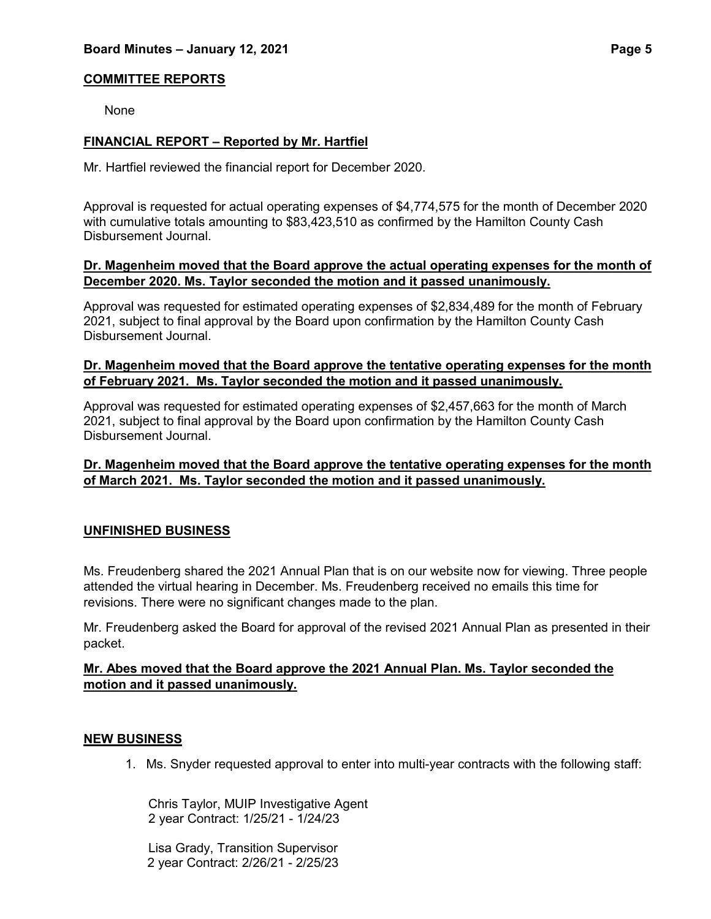## COMMITTEE REPORTS

None

## FINANCIAL REPORT – Reported by Mr. Hartfiel

Mr. Hartfiel reviewed the financial report for December 2020.

Approval is requested for actual operating expenses of $4,774,575 for the month of December 2020 with cumulative totals amounting to $83,423,510 as confirmed by the Hamilton County Cash Disbursement Journal.

**Dr. Magenheim moved that the Board approve the actual operating expenses for the month of December 2020. Ms. Taylor seconded the motion and it passed unanimously.**

Approval was requested for estimated operating expenses of $2,834,489 for the month of February 2021, subject to final approval by the Board upon confirmation by the Hamilton County Cash Disbursement Journal.

**Dr. Magenheim moved that the Board approve the tentative operating expenses for the month of February 2021. Ms. Taylor seconded the motion and it passed unanimously.**

Approval was requested for estimated operating expenses of $2,457,663 for the month of March 2021, subject to final approval by the Board upon confirmation by the Hamilton County Cash Disbursement Journal.

**Dr. Magenheim moved that the Board approve the tentative operating expenses for the month of March 2021. Ms. Taylor seconded the motion and it passed unanimously.**

## UNFINISHED BUSINESS

Ms. Freudenberg shared the 2021 Annual Plan that is on our website now for viewing. Three people attended the virtual hearing in December. Ms. Freudenberg received no emails this time for revisions. There were no significant changes made to the plan.

Mr. Freudenberg asked the Board for approval of the revised 2021 Annual Plan as presented in their packet.

**Mr. Abes moved that the Board approve the 2021 Annual Plan. Ms. Taylor seconded the motion and it passed unanimously.**

## NEW BUSINESS

1. Ms. Snyder requested approval to enter into multi-year contracts with the following staff:

   Chris Taylor, MUIP Investigative Agent
   2 year Contract: 1/25/21 - 1/24/23

   Lisa Grady, Transition Supervisor
   2 year Contract: 2/26/21 - 2/25/23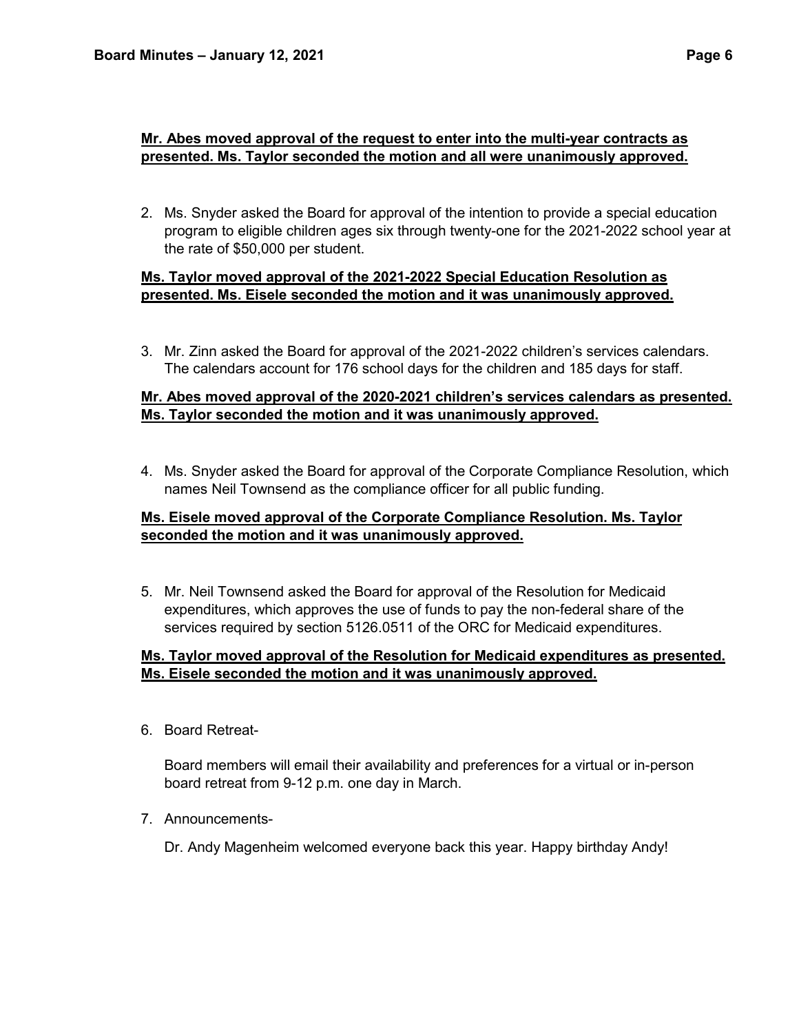**Mr. Abes moved approval of the request to enter into the multi-year contracts as presented. Ms. Taylor seconded the motion and all were unanimously approved.**

2. Ms. Snyder asked the Board for approval of the intention to provide a special education program to eligible children ages six through twenty-one for the 2021-2022 school year at the rate of $50,000 per student.

**Ms. Taylor moved approval of the 2021-2022 Special Education Resolution as presented. Ms. Eisele seconded the motion and it was unanimously approved.**

3. Mr. Zinn asked the Board for approval of the 2021-2022 children's services calendars. The calendars account for 176 school days for the children and 185 days for staff.

**Mr. Abes moved approval of the 2020-2021 children's services calendars as presented. Ms. Taylor seconded the motion and it was unanimously approved.**

4. Ms. Snyder asked the Board for approval of the Corporate Compliance Resolution, which names Neil Townsend as the compliance officer for all public funding.

**Ms. Eisele moved approval of the Corporate Compliance Resolution. Ms. Taylor seconded the motion and it was unanimously approved.**

5. Mr. Neil Townsend asked the Board for approval of the Resolution for Medicaid expenditures, which approves the use of funds to pay the non-federal share of the services required by section 5126.0511 of the ORC for Medicaid expenditures.

**Ms. Taylor moved approval of the Resolution for Medicaid expenditures as presented. Ms. Eisele seconded the motion and it was unanimously approved.**

6. Board Retreat-

   Board members will email their availability and preferences for a virtual or in-person board retreat from 9-12 p.m. one day in March.

7. Announcements-

   Dr. Andy Magenheim welcomed everyone back this year. Happy birthday Andy!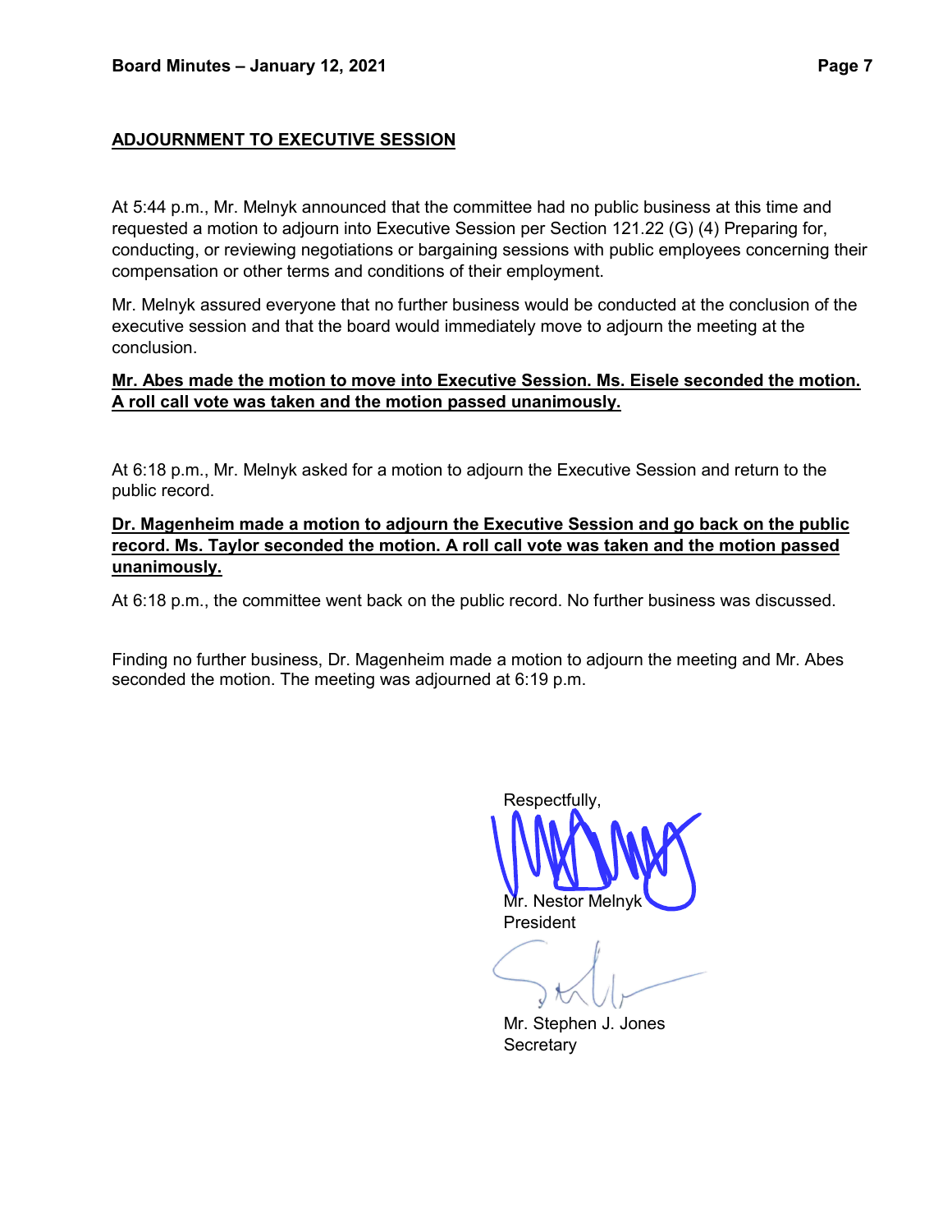## ADJOURNMENT TO EXECUTIVE SESSION

At 5:44 p.m., Mr. Melnyk announced that the committee had no public business at this time and requested a motion to adjourn into Executive Session per Section 121.22 (G) (4) Preparing for, conducting, or reviewing negotiations or bargaining sessions with public employees concerning their compensation or other terms and conditions of their employment.

Mr. Melnyk assured everyone that no further business would be conducted at the conclusion of the executive session and that the board would immediately move to adjourn the meeting at the conclusion.

**Mr. Abes made the motion to move into Executive Session. Ms. Eisele seconded the motion. A roll call vote was taken and the motion passed unanimously.**

At 6:18 p.m., Mr. Melnyk asked for a motion to adjourn the Executive Session and return to the public record.

**Dr. Magenheim made a motion to adjourn the Executive Session and go back on the public record. Ms. Taylor seconded the motion. A roll call vote was taken and the motion passed unanimously.**

At 6:18 p.m., the committee went back on the public record. No further business was discussed.

Finding no further business, Dr. Magenheim made a motion to adjourn the meeting and Mr. Abes seconded the motion. The meeting was adjourned at 6:19 p.m.

Respectfully,

Mr. Nestor Melnyk
President

Mr. Stephen J. Jones
Secretary